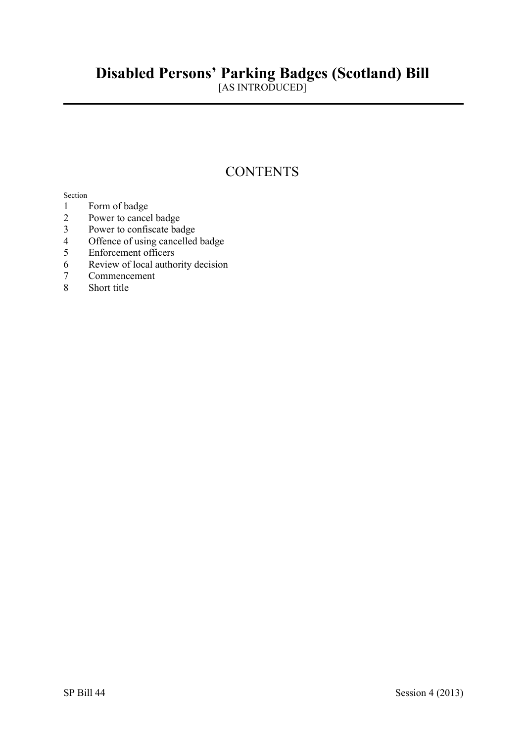# Disabled Persons' Parking Badges (Scotland) Bill

[AS INTRODUCED]

## CONTENTS

Section

1 Form of badge
2 Power to cancel badge
3 Power to confiscate badge
4 Offence of using cancelled badge
5 Enforcement officers
6 Review of local authority decision
7 Commencement
8 Short title

SP Bill 44 Session 4 (2013)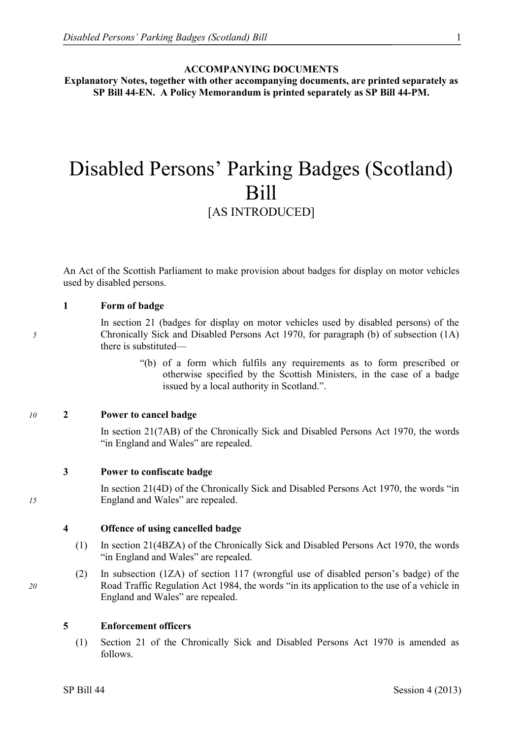**ACCOMPANYING DOCUMENTS**
**Explanatory Notes, together with other accompanying documents, are printed separately as SP Bill 44-EN. A Policy Memorandum is printed separately as SP Bill 44-PM.**

# Disabled Persons' Parking Badges (Scotland) Bill
[AS INTRODUCED]

An Act of the Scottish Parliament to make provision about badges for display on motor vehicles used by disabled persons.

**1 Form of badge**

In section 21 (badges for display on motor vehicles used by disabled persons) of the Chronically Sick and Disabled Persons Act 1970, for paragraph (b) of subsection (1A) there is substituted—

> "(b) of a form which fulfils any requirements as to form prescribed or otherwise specified by the Scottish Ministers, in the case of a badge issued by a local authority in Scotland.".

**2 Power to cancel badge**

In section 21(7AB) of the Chronically Sick and Disabled Persons Act 1970, the words "in England and Wales" are repealed.

**3 Power to confiscate badge**

In section 21(4D) of the Chronically Sick and Disabled Persons Act 1970, the words "in England and Wales" are repealed.

**4 Offence of using cancelled badge**

(1) In section 21(4BZA) of the Chronically Sick and Disabled Persons Act 1970, the words "in England and Wales" are repealed.

(2) In subsection (1ZA) of section 117 (wrongful use of disabled person's badge) of the Road Traffic Regulation Act 1984, the words "in its application to the use of a vehicle in England and Wales" are repealed.

**5 Enforcement officers**

(1) Section 21 of the Chronically Sick and Disabled Persons Act 1970 is amended as follows.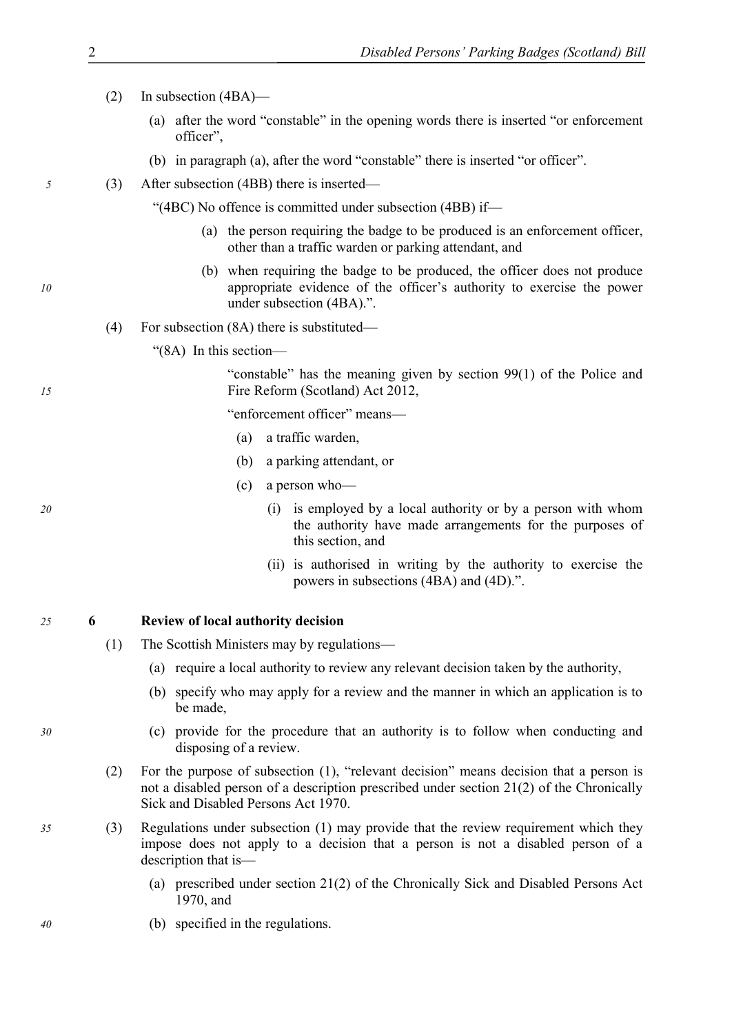(2) In subsection (4BA)—

(a) after the word "constable" in the opening words there is inserted "or enforcement officer",

(b) in paragraph (a), after the word "constable" there is inserted "or officer".

(3) After subsection (4BB) there is inserted—

"(4BC) No offence is committed under subsection (4BB) if—

(a) the person requiring the badge to be produced is an enforcement officer, other than a traffic warden or parking attendant, and

(b) when requiring the badge to be produced, the officer does not produce appropriate evidence of the officer's authority to exercise the power under subsection (4BA).".

(4) For subsection (8A) there is substituted—

"(8A) In this section—

"constable" has the meaning given by section 99(1) of the Police and Fire Reform (Scotland) Act 2012,

"enforcement officer" means—

(a) a traffic warden,

(b) a parking attendant, or

(c) a person who—

(i) is employed by a local authority or by a person with whom the authority have made arrangements for the purposes of this section, and

(ii) is authorised in writing by the authority to exercise the powers in subsections (4BA) and (4D).".

## 6 Review of local authority decision

(1) The Scottish Ministers may by regulations—

(a) require a local authority to review any relevant decision taken by the authority,

(b) specify who may apply for a review and the manner in which an application is to be made,

(c) provide for the procedure that an authority is to follow when conducting and disposing of a review.

(2) For the purpose of subsection (1), "relevant decision" means decision that a person is not a disabled person of a description prescribed under section 21(2) of the Chronically Sick and Disabled Persons Act 1970.

(3) Regulations under subsection (1) may provide that the review requirement which they impose does not apply to a decision that a person is not a disabled person of a description that is—

(a) prescribed under section 21(2) of the Chronically Sick and Disabled Persons Act 1970, and

(b) specified in the regulations.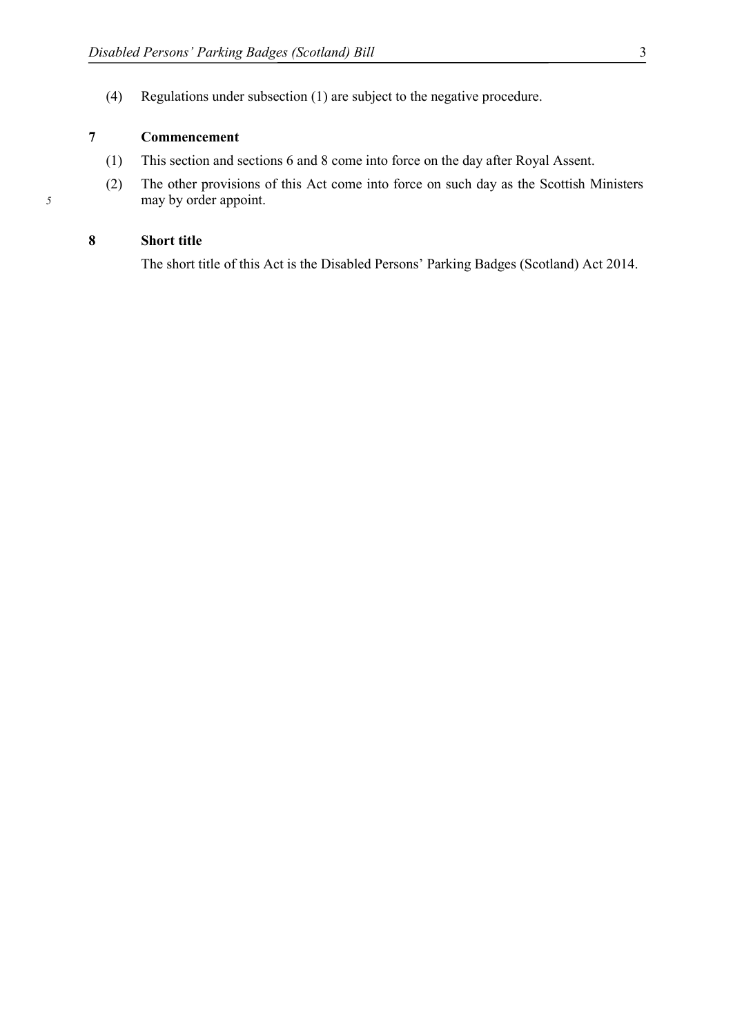(4) Regulations under subsection (1) are subject to the negative procedure.

## 7 Commencement

(1) This section and sections 6 and 8 come into force on the day after Royal Assent.

(2) The other provisions of this Act come into force on such day as the Scottish Ministers may by order appoint.

## 8 Short title

The short title of this Act is the Disabled Persons' Parking Badges (Scotland) Act 2014.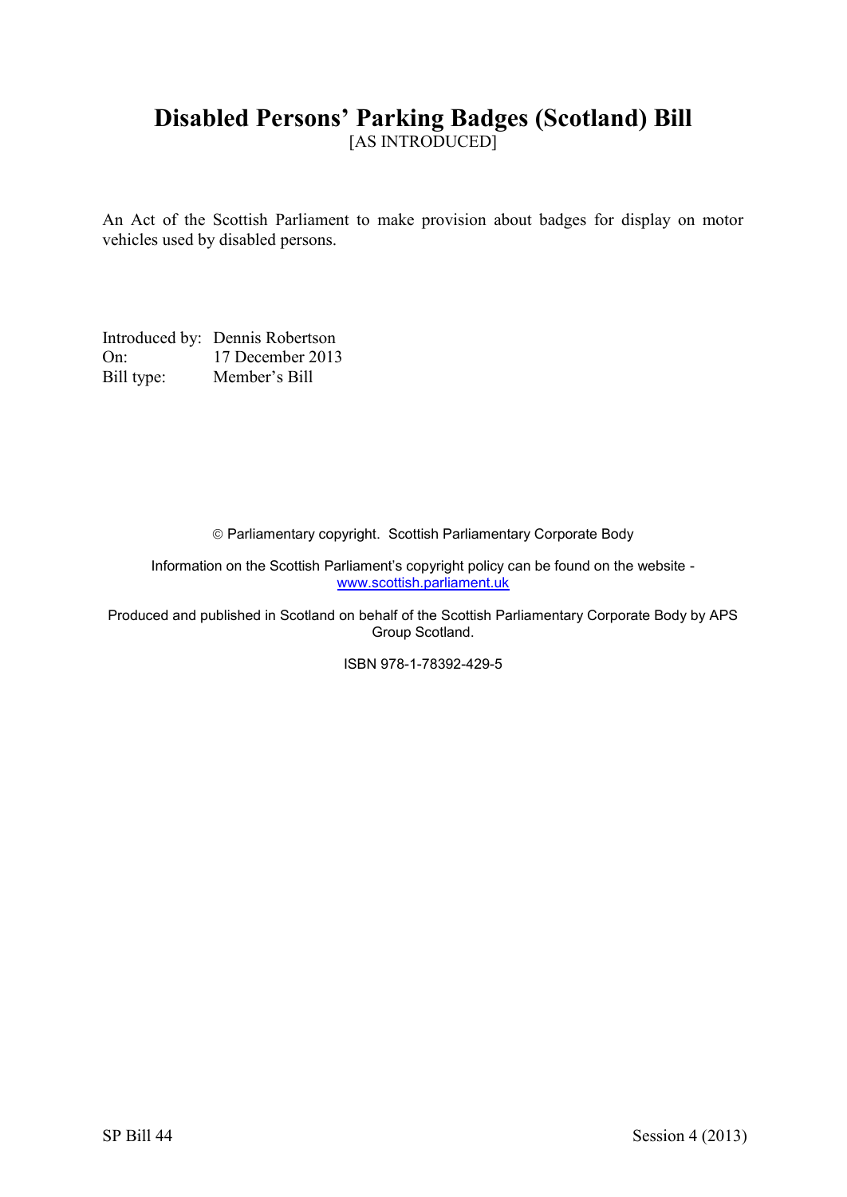# Disabled Persons' Parking Badges (Scotland) Bill

[AS INTRODUCED]

An Act of the Scottish Parliament to make provision about badges for display on motor vehicles used by disabled persons.

Introduced by: Dennis Robertson
On: 17 December 2013
Bill type: Member's Bill

© Parliamentary copyright. Scottish Parliamentary Corporate Body

Information on the Scottish Parliament's copyright policy can be found on the website - www.scottish.parliament.uk

Produced and published in Scotland on behalf of the Scottish Parliamentary Corporate Body by APS Group Scotland.

ISBN 978-1-78392-429-5

SP Bill 44 Session 4 (2013)